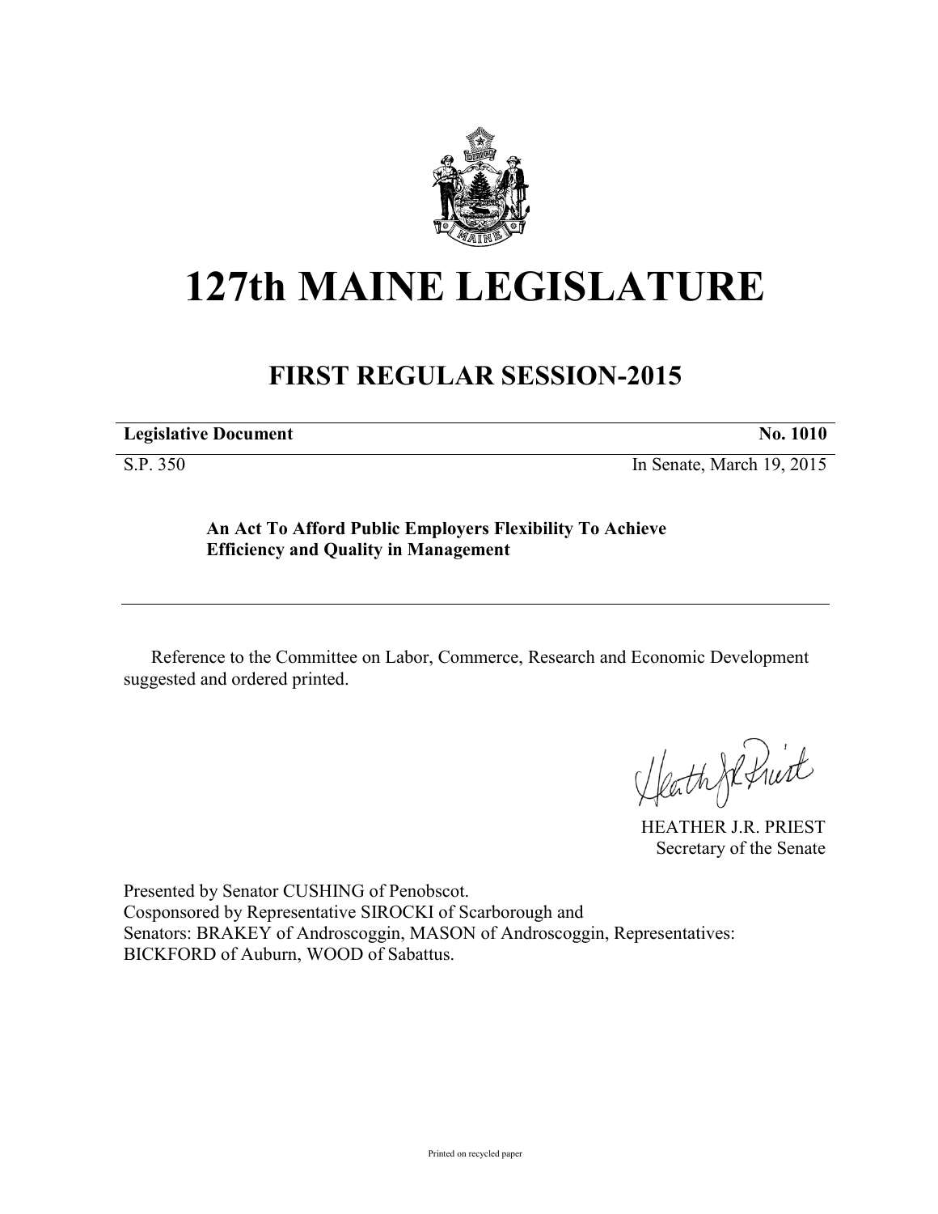# 127th MAINE LEGISLATURE

## FIRST REGULAR SESSION-2015

**Legislative Document** **No. 1010**

S.P. 350 In Senate, March 19, 2015

**An Act To Afford Public Employers Flexibility To Achieve Efficiency and Quality in Management**

Reference to the Committee on Labor, Commerce, Research and Economic Development suggested and ordered printed.

HEATHER J.R. PRIEST
Secretary of the Senate

Presented by Senator CUSHING of Penobscot.
Cosponsored by Representative SIROCKI of Scarborough and
Senators: BRAKEY of Androscoggin, MASON of Androscoggin, Representatives: BICKFORD of Auburn, WOOD of Sabattus.

Printed on recycled paper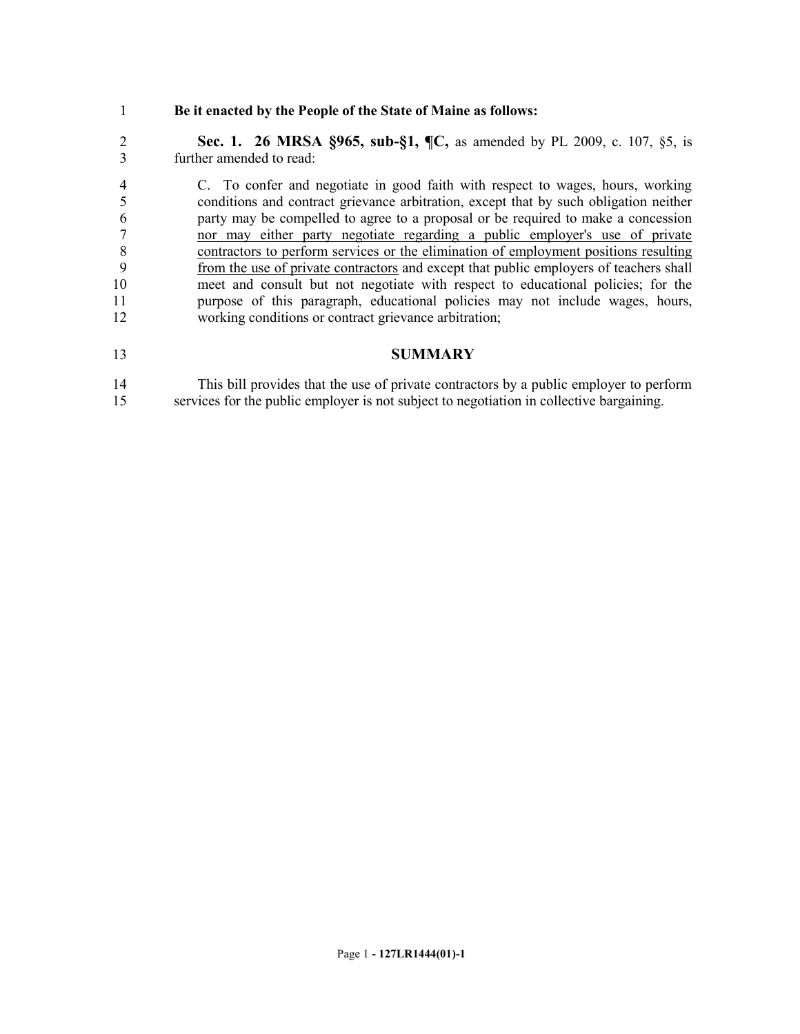**Be it enacted by the People of the State of Maine as follows:**

**Sec. 1. 26 MRSA §965, sub-§1, ¶C,** as amended by PL 2009, c. 107, §5, is further amended to read:

C. To confer and negotiate in good faith with respect to wages, hours, working conditions and contract grievance arbitration, except that by such obligation neither party may be compelled to agree to a proposal or be required to make a concession <u>nor may either party negotiate regarding a public employer's use of private contractors to perform services or the elimination of employment positions resulting from the use of private contractors</u> and except that public employers of teachers shall meet and consult but not negotiate with respect to educational policies; for the purpose of this paragraph, educational policies may not include wages, hours, working conditions or contract grievance arbitration;

## SUMMARY

This bill provides that the use of private contractors by a public employer to perform services for the public employer is not subject to negotiation in collective bargaining.